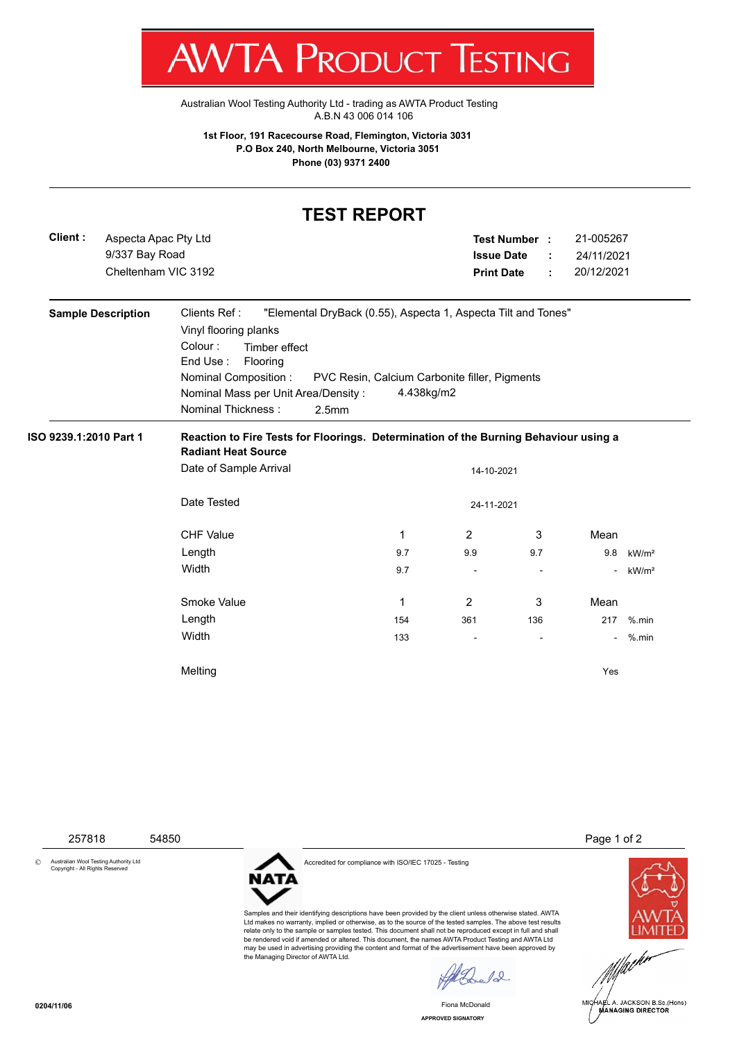# AWTA PRODUCT TESTING

Australian Wool Testing Authority Ltd - trading as AWTA Product Testing
A.B.N 43 006 014 106

**1st Floor, 191 Racecourse Road, Flemington, Victoria 3031**
**P.O Box 240, North Melbourne, Victoria 3051**
**Phone (03) 9371 2400**

## TEST REPORT

**Client :** Aspecta Apac Pty Ltd
9/337 Bay Road
Cheltenham VIC 3192

**Test Number :** 21-005267
**Issue Date :** 24/11/2021
**Print Date :** 20/12/2021

**Sample Description**

Clients Ref : "Elemental DryBack (0.55), Aspecta 1, Aspecta Tilt and Tones"
Vinyl flooring planks
Colour : Timber effect
End Use : Flooring
Nominal Composition : PVC Resin, Calcium Carbonite filler, Pigments
Nominal Mass per Unit Area/Density : 4.438kg/m2
Nominal Thickness : 2.5mm

**ISO 9239.1:2010 Part 1**

**Reaction to Fire Tests for Floorings. Determination of the Burning Behaviour using a Radiant Heat Source**

Date of Sample Arrival: 14-10-2021

Date Tested: 24-11-2021

| CHF Value | 1 | 2 | 3 | Mean | |
|---|---|---|---|---|---|
| Length | 9.7 | 9.9 | 9.7 | 9.8 | kW/m² |
| Width | 9.7 | - | - | - | kW/m² |

| Smoke Value | 1 | 2 | 3 | Mean | |
|---|---|---|---|---|---|
| Length | 154 | 361 | 136 | 217 | %.min |
| Width | 133 | - | - | - | %.min |

Melting: Yes

257818 54850

© Australian Wool Testing Authority Ltd Copyright - All Rights Reserved

Accredited for compliance with ISO/IEC 17025 - Testing

Samples and their identifying descriptions have been provided by the client unless otherwise stated. AWTA Ltd makes no warranty, implied or otherwise, as to the source of the tested samples. The above test results relate only to the sample or samples tested. This document shall not be reproduced except in full and shall be rendered void if amended or altered. This document, the names AWTA Product Testing and AWTA Ltd may be used in advertising providing the content and format of the advertisement have been approved by the Managing Director of AWTA Ltd.

Fiona McDonald
APPROVED SIGNATORY

MICHAEL A. JACKSON B.Sc.(Hons)
MANAGING DIRECTOR

0204/11/06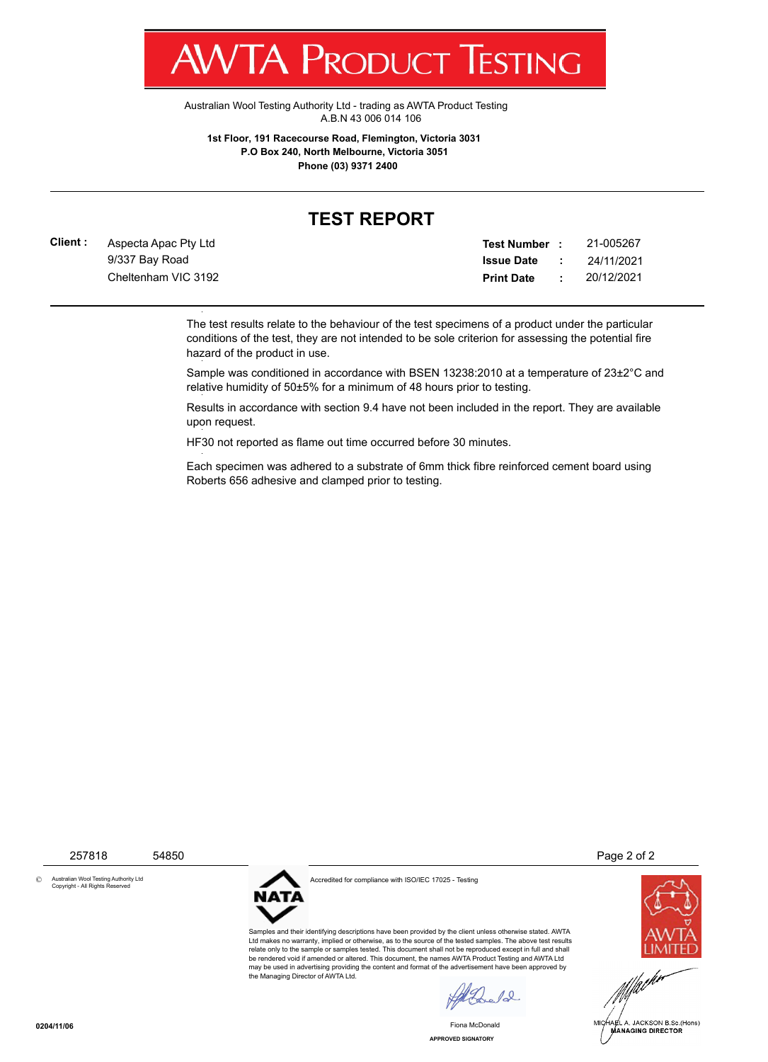# AWTA PRODUCT TESTING

Australian Wool Testing Authority Ltd - trading as AWTA Product Testing
A.B.N 43 006 014 106

**1st Floor, 191 Racecourse Road, Flemington, Victoria 3031**
**P.O Box 240, North Melbourne, Victoria 3051**
**Phone (03) 9371 2400**

## TEST REPORT

| | | | |
|---|---|---|---|
| **Client :** | Aspecta Apac Pty Ltd | **Test Number :** | 21-005267 |
| | 9/337 Bay Road | **Issue Date :** | 24/11/2021 |
| | Cheltenham VIC 3192 | **Print Date :** | 20/12/2021 |

The test results relate to the behaviour of the test specimens of a product under the particular conditions of the test, they are not intended to be sole criterion for assessing the potential fire hazard of the product in use.

Sample was conditioned in accordance with BSEN 13238:2010 at a temperature of 23±2°C and relative humidity of 50±5% for a minimum of 48 hours prior to testing.

Results in accordance with section 9.4 have not been included in the report. They are available upon request.

HF30 not reported as flame out time occurred before 30 minutes.

Each specimen was adhered to a substrate of 6mm thick fibre reinforced cement board using Roberts 656 adhesive and clamped prior to testing.

257818 54850

© Australian Wool Testing Authority Ltd
Copyright - All Rights Reserved

Accredited for compliance with ISO/IEC 17025 - Testing

Samples and their identifying descriptions have been provided by the client unless otherwise stated. AWTA Ltd makes no warranty, implied or otherwise, as to the source of the tested samples. The above test results relate only to the sample or samples tested. This document shall not be reproduced except in full and shall be rendered void if amended or altered. This document, the names AWTA Product Testing and AWTA Ltd may be used in advertising providing the content and format of the advertisement have been approved by the Managing Director of AWTA Ltd.

Fiona McDonald
APPROVED SIGNATORY

MICHAEL A. JACKSON B.Sc.(Hons)
MANAGING DIRECTOR

0204/11/06